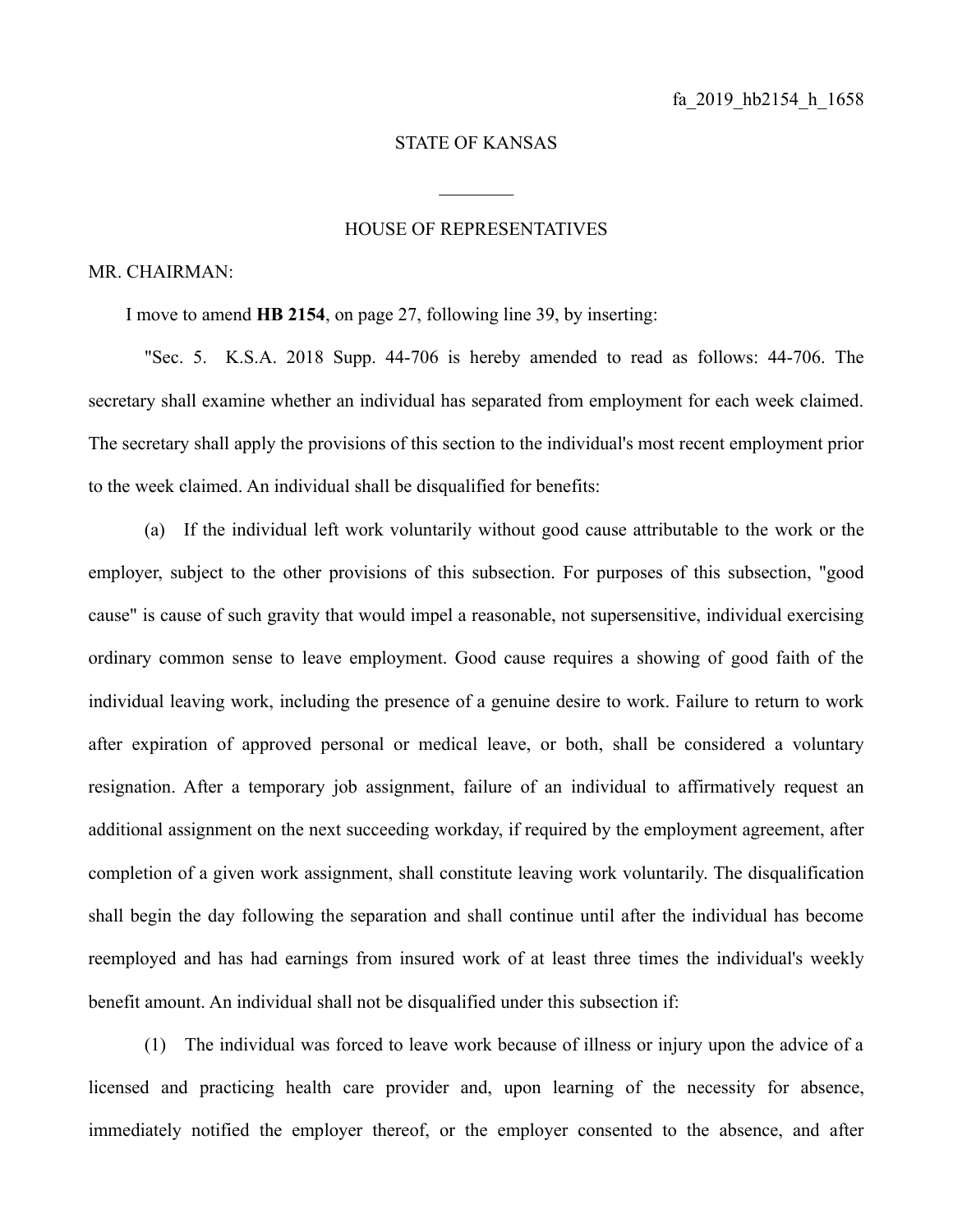fa_2019_hb2154_h_1658

STATE OF KANSAS

________

HOUSE OF REPRESENTATIVES

MR. CHAIRMAN:

I move to amend **HB 2154**, on page 27, following line 39, by inserting:

"Sec. 5. K.S.A. 2018 Supp. 44-706 is hereby amended to read as follows: 44-706. The secretary shall examine whether an individual has separated from employment for each week claimed. The secretary shall apply the provisions of this section to the individual's most recent employment prior to the week claimed. An individual shall be disqualified for benefits:

(a) If the individual left work voluntarily without good cause attributable to the work or the employer, subject to the other provisions of this subsection. For purposes of this subsection, "good cause" is cause of such gravity that would impel a reasonable, not supersensitive, individual exercising ordinary common sense to leave employment. Good cause requires a showing of good faith of the individual leaving work, including the presence of a genuine desire to work. Failure to return to work after expiration of approved personal or medical leave, or both, shall be considered a voluntary resignation. After a temporary job assignment, failure of an individual to affirmatively request an additional assignment on the next succeeding workday, if required by the employment agreement, after completion of a given work assignment, shall constitute leaving work voluntarily. The disqualification shall begin the day following the separation and shall continue until after the individual has become reemployed and has had earnings from insured work of at least three times the individual's weekly benefit amount. An individual shall not be disqualified under this subsection if:

(1) The individual was forced to leave work because of illness or injury upon the advice of a licensed and practicing health care provider and, upon learning of the necessity for absence, immediately notified the employer thereof, or the employer consented to the absence, and after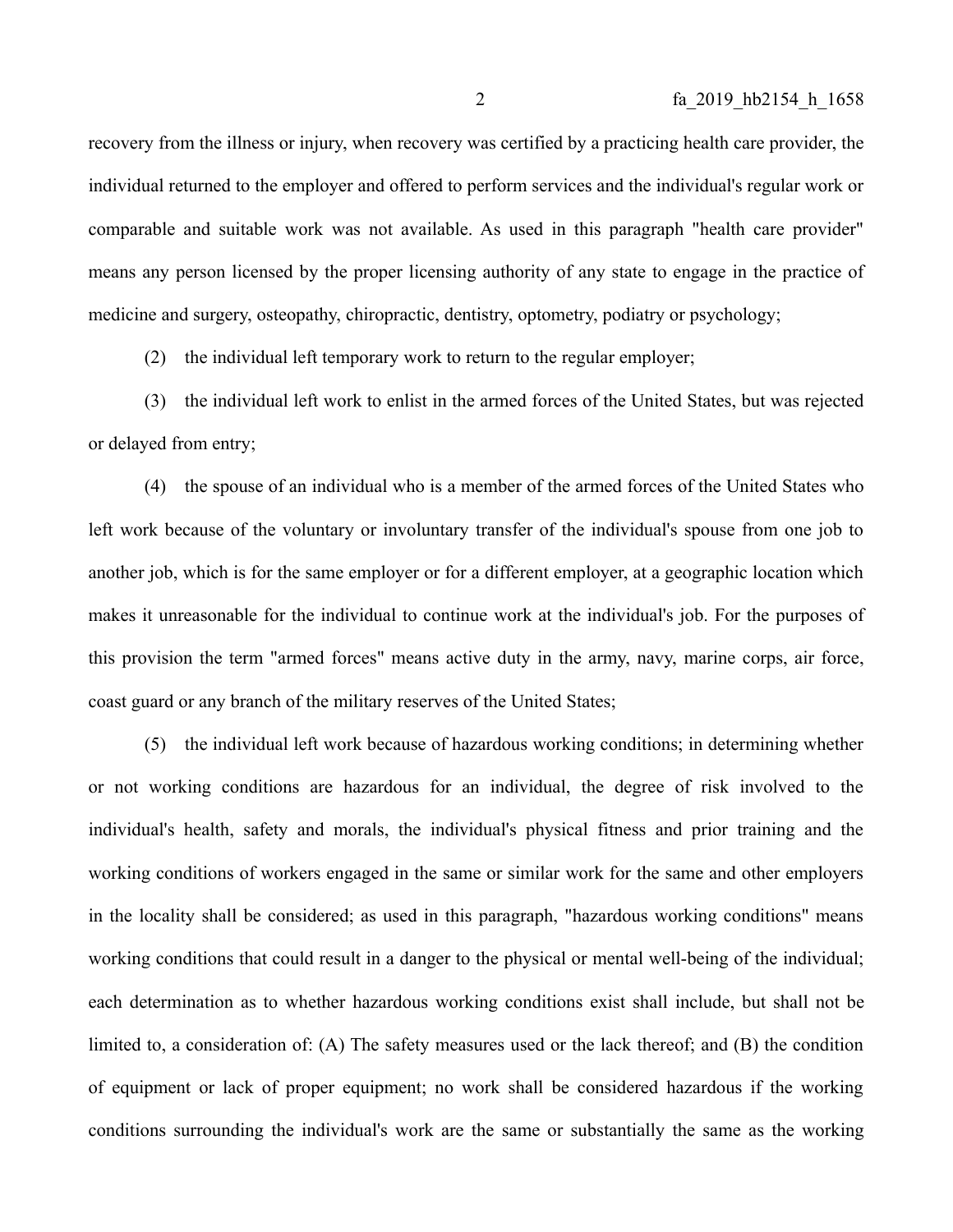recovery from the illness or injury, when recovery was certified by a practicing health care provider, the individual returned to the employer and offered to perform services and the individual's regular work or comparable and suitable work was not available. As used in this paragraph "health care provider" means any person licensed by the proper licensing authority of any state to engage in the practice of medicine and surgery, osteopathy, chiropractic, dentistry, optometry, podiatry or psychology;

(2) the individual left temporary work to return to the regular employer;

(3) the individual left work to enlist in the armed forces of the United States, but was rejected or delayed from entry;

(4) the spouse of an individual who is a member of the armed forces of the United States who left work because of the voluntary or involuntary transfer of the individual's spouse from one job to another job, which is for the same employer or for a different employer, at a geographic location which makes it unreasonable for the individual to continue work at the individual's job. For the purposes of this provision the term "armed forces" means active duty in the army, navy, marine corps, air force, coast guard or any branch of the military reserves of the United States;

(5) the individual left work because of hazardous working conditions; in determining whether or not working conditions are hazardous for an individual, the degree of risk involved to the individual's health, safety and morals, the individual's physical fitness and prior training and the working conditions of workers engaged in the same or similar work for the same and other employers in the locality shall be considered; as used in this paragraph, "hazardous working conditions" means working conditions that could result in a danger to the physical or mental well-being of the individual; each determination as to whether hazardous working conditions exist shall include, but shall not be limited to, a consideration of: (A) The safety measures used or the lack thereof; and (B) the condition of equipment or lack of proper equipment; no work shall be considered hazardous if the working conditions surrounding the individual's work are the same or substantially the same as the working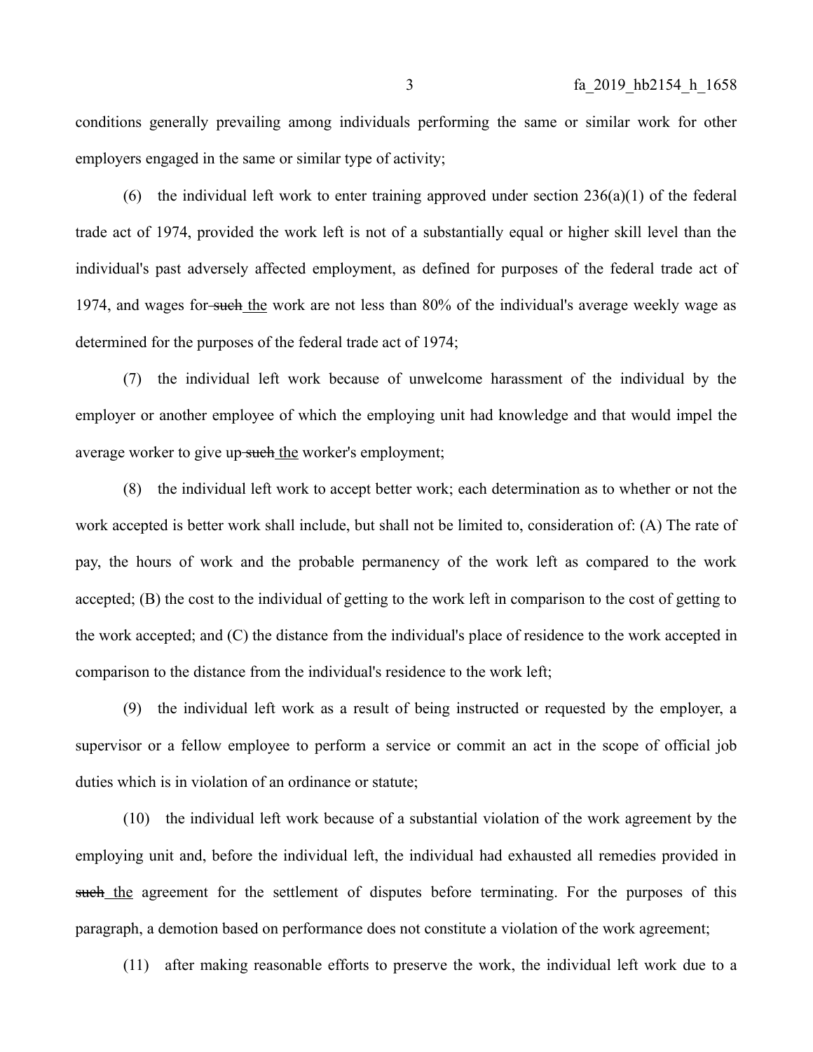conditions generally prevailing among individuals performing the same or similar work for other employers engaged in the same or similar type of activity;

(6) the individual left work to enter training approved under section 236(a)(1) of the federal trade act of 1974, provided the work left is not of a substantially equal or higher skill level than the individual's past adversely affected employment, as defined for purposes of the federal trade act of 1974, and wages for ~~such~~ the work are not less than 80% of the individual's average weekly wage as determined for the purposes of the federal trade act of 1974;

(7) the individual left work because of unwelcome harassment of the individual by the employer or another employee of which the employing unit had knowledge and that would impel the average worker to give up ~~such~~ the worker's employment;

(8) the individual left work to accept better work; each determination as to whether or not the work accepted is better work shall include, but shall not be limited to, consideration of: (A) The rate of pay, the hours of work and the probable permanency of the work left as compared to the work accepted; (B) the cost to the individual of getting to the work left in comparison to the cost of getting to the work accepted; and (C) the distance from the individual's place of residence to the work accepted in comparison to the distance from the individual's residence to the work left;

(9) the individual left work as a result of being instructed or requested by the employer, a supervisor or a fellow employee to perform a service or commit an act in the scope of official job duties which is in violation of an ordinance or statute;

(10) the individual left work because of a substantial violation of the work agreement by the employing unit and, before the individual left, the individual had exhausted all remedies provided in ~~such~~ the agreement for the settlement of disputes before terminating. For the purposes of this paragraph, a demotion based on performance does not constitute a violation of the work agreement;

(11) after making reasonable efforts to preserve the work, the individual left work due to a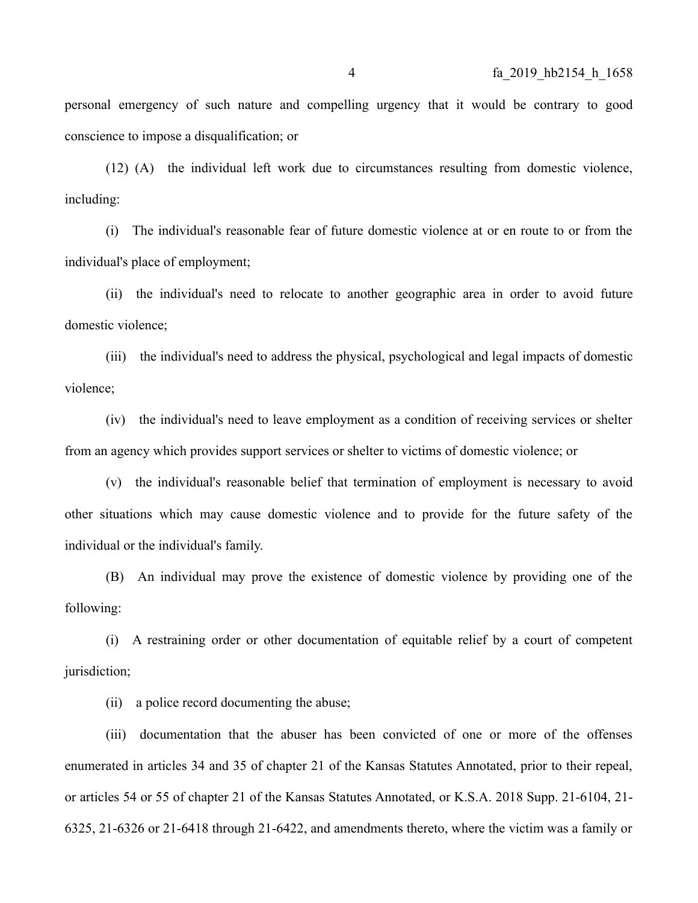personal emergency of such nature and compelling urgency that it would be contrary to good conscience to impose a disqualification; or

(12) (A) the individual left work due to circumstances resulting from domestic violence, including:

(i) The individual's reasonable fear of future domestic violence at or en route to or from the individual's place of employment;

(ii) the individual's need to relocate to another geographic area in order to avoid future domestic violence;

(iii) the individual's need to address the physical, psychological and legal impacts of domestic violence;

(iv) the individual's need to leave employment as a condition of receiving services or shelter from an agency which provides support services or shelter to victims of domestic violence; or

(v) the individual's reasonable belief that termination of employment is necessary to avoid other situations which may cause domestic violence and to provide for the future safety of the individual or the individual's family.

(B) An individual may prove the existence of domestic violence by providing one of the following:

(i) A restraining order or other documentation of equitable relief by a court of competent jurisdiction;

(ii) a police record documenting the abuse;

(iii) documentation that the abuser has been convicted of one or more of the offenses enumerated in articles 34 and 35 of chapter 21 of the Kansas Statutes Annotated, prior to their repeal, or articles 54 or 55 of chapter 21 of the Kansas Statutes Annotated, or K.S.A. 2018 Supp. 21-6104, 21-6325, 21-6326 or 21-6418 through 21-6422, and amendments thereto, where the victim was a family or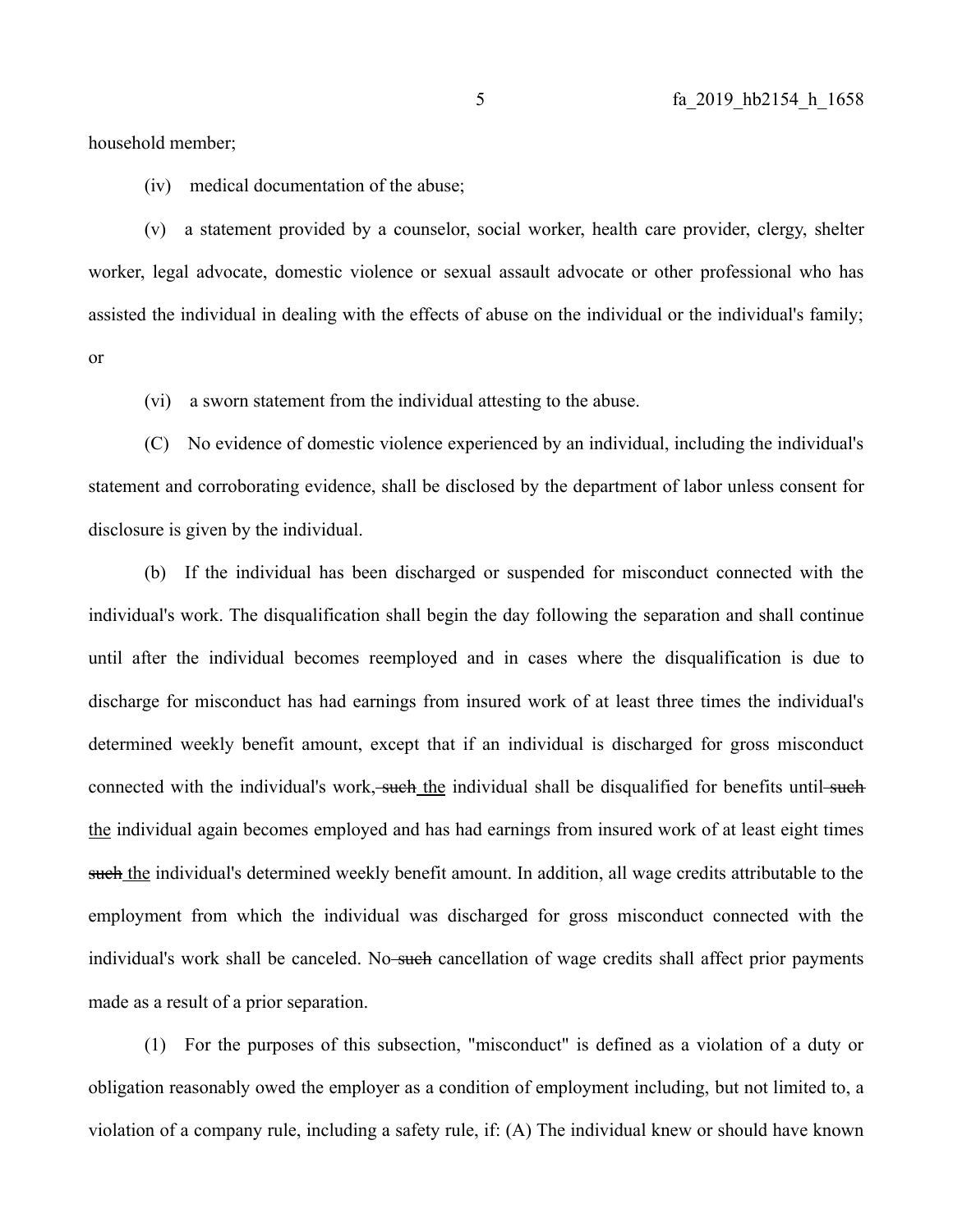household member;

(iv) medical documentation of the abuse;

(v) a statement provided by a counselor, social worker, health care provider, clergy, shelter worker, legal advocate, domestic violence or sexual assault advocate or other professional who has assisted the individual in dealing with the effects of abuse on the individual or the individual's family; or

(vi) a sworn statement from the individual attesting to the abuse.

(C) No evidence of domestic violence experienced by an individual, including the individual's statement and corroborating evidence, shall be disclosed by the department of labor unless consent for disclosure is given by the individual.

(b) If the individual has been discharged or suspended for misconduct connected with the individual's work. The disqualification shall begin the day following the separation and shall continue until after the individual becomes reemployed and in cases where the disqualification is due to discharge for misconduct has had earnings from insured work of at least three times the individual's determined weekly benefit amount, except that if an individual is discharged for gross misconduct connected with the individual's work, ~~such~~ <u>the</u> individual shall be disqualified for benefits until ~~such~~ <u>the</u> individual again becomes employed and has had earnings from insured work of at least eight times ~~such~~ <u>the</u> individual's determined weekly benefit amount. In addition, all wage credits attributable to the employment from which the individual was discharged for gross misconduct connected with the individual's work shall be canceled. No ~~such~~ cancellation of wage credits shall affect prior payments made as a result of a prior separation.

(1) For the purposes of this subsection, "misconduct" is defined as a violation of a duty or obligation reasonably owed the employer as a condition of employment including, but not limited to, a violation of a company rule, including a safety rule, if: (A) The individual knew or should have known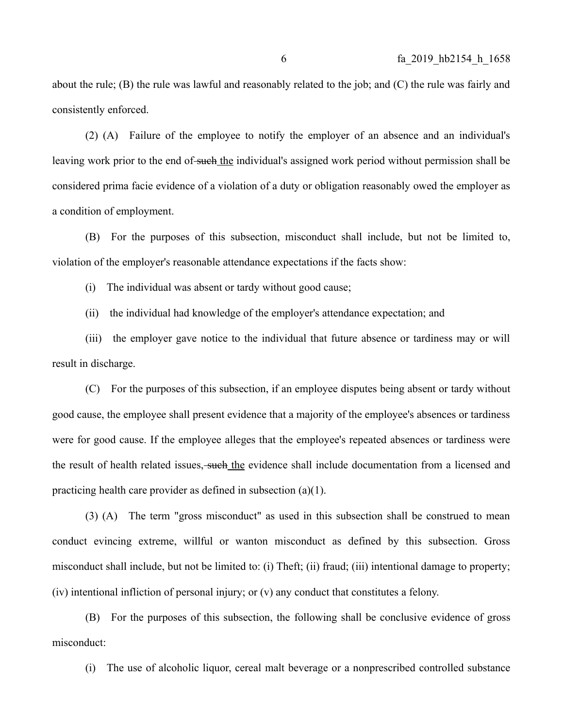about the rule; (B) the rule was lawful and reasonably related to the job; and (C) the rule was fairly and consistently enforced.

(2) (A) Failure of the employee to notify the employer of an absence and an individual's leaving work prior to the end of ~~such~~ the individual's assigned work period without permission shall be considered prima facie evidence of a violation of a duty or obligation reasonably owed the employer as a condition of employment.

(B) For the purposes of this subsection, misconduct shall include, but not be limited to, violation of the employer's reasonable attendance expectations if the facts show:

(i) The individual was absent or tardy without good cause;

(ii) the individual had knowledge of the employer's attendance expectation; and

(iii) the employer gave notice to the individual that future absence or tardiness may or will result in discharge.

(C) For the purposes of this subsection, if an employee disputes being absent or tardy without good cause, the employee shall present evidence that a majority of the employee's absences or tardiness were for good cause. If the employee alleges that the employee's repeated absences or tardiness were the result of health related issues, ~~such~~ the evidence shall include documentation from a licensed and practicing health care provider as defined in subsection (a)(1).

(3) (A) The term "gross misconduct" as used in this subsection shall be construed to mean conduct evincing extreme, willful or wanton misconduct as defined by this subsection. Gross misconduct shall include, but not be limited to: (i) Theft; (ii) fraud; (iii) intentional damage to property; (iv) intentional infliction of personal injury; or (v) any conduct that constitutes a felony.

(B) For the purposes of this subsection, the following shall be conclusive evidence of gross misconduct:

(i) The use of alcoholic liquor, cereal malt beverage or a nonprescribed controlled substance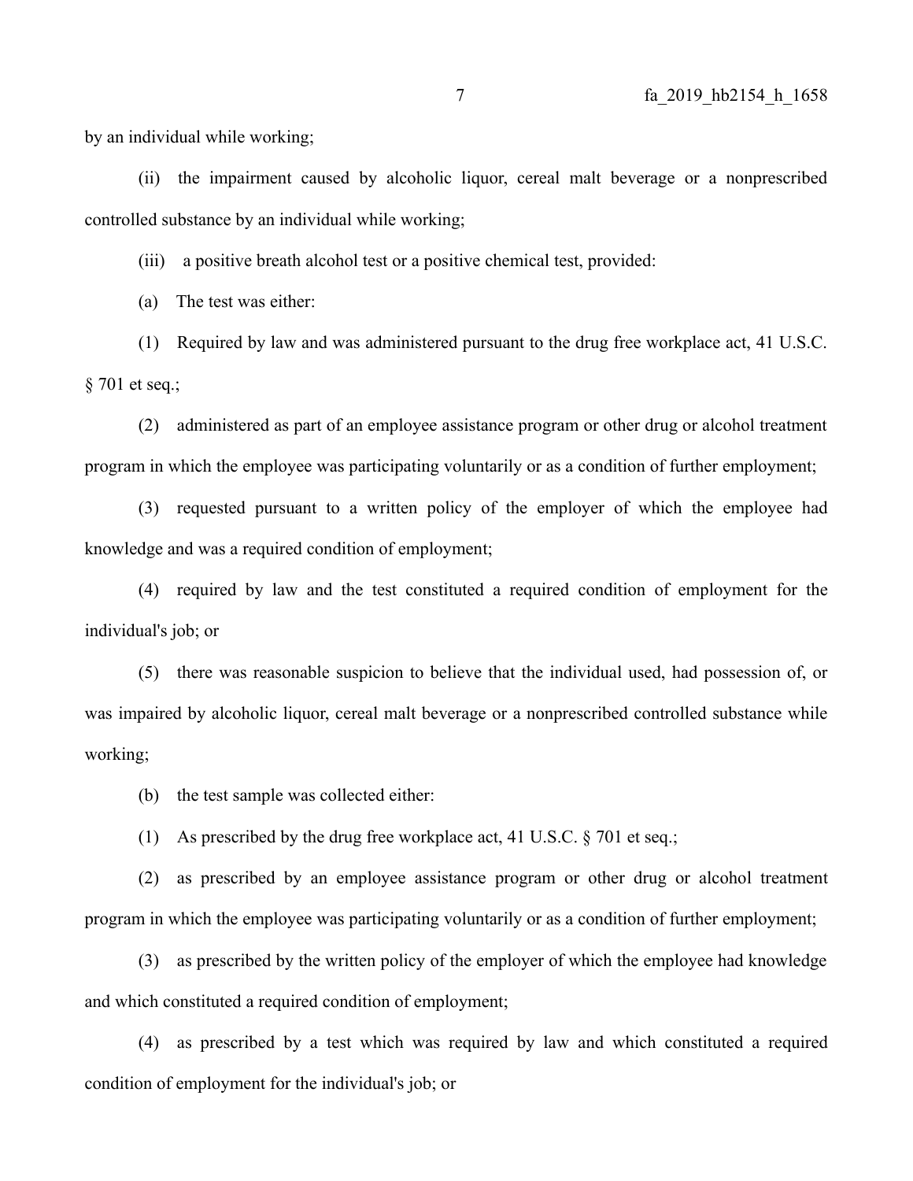by an individual while working;

(ii) the impairment caused by alcoholic liquor, cereal malt beverage or a nonprescribed controlled substance by an individual while working;

(iii) a positive breath alcohol test or a positive chemical test, provided:

(a) The test was either:

(1) Required by law and was administered pursuant to the drug free workplace act, 41 U.S.C. § 701 et seq.;

(2) administered as part of an employee assistance program or other drug or alcohol treatment program in which the employee was participating voluntarily or as a condition of further employment;

(3) requested pursuant to a written policy of the employer of which the employee had knowledge and was a required condition of employment;

(4) required by law and the test constituted a required condition of employment for the individual's job; or

(5) there was reasonable suspicion to believe that the individual used, had possession of, or was impaired by alcoholic liquor, cereal malt beverage or a nonprescribed controlled substance while working;

(b) the test sample was collected either:

(1) As prescribed by the drug free workplace act, 41 U.S.C. § 701 et seq.;

(2) as prescribed by an employee assistance program or other drug or alcohol treatment program in which the employee was participating voluntarily or as a condition of further employment;

(3) as prescribed by the written policy of the employer of which the employee had knowledge and which constituted a required condition of employment;

(4) as prescribed by a test which was required by law and which constituted a required condition of employment for the individual's job; or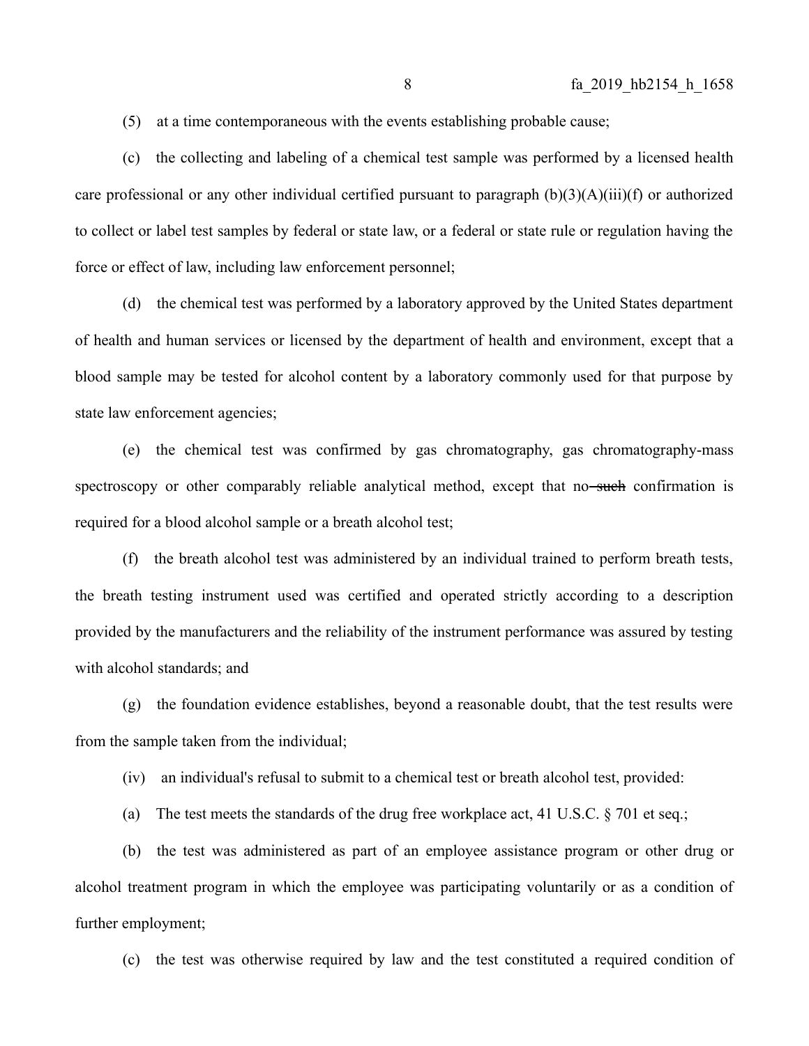(5) at a time contemporaneous with the events establishing probable cause;

(c) the collecting and labeling of a chemical test sample was performed by a licensed health care professional or any other individual certified pursuant to paragraph (b)(3)(A)(iii)(f) or authorized to collect or label test samples by federal or state law, or a federal or state rule or regulation having the force or effect of law, including law enforcement personnel;

(d) the chemical test was performed by a laboratory approved by the United States department of health and human services or licensed by the department of health and environment, except that a blood sample may be tested for alcohol content by a laboratory commonly used for that purpose by state law enforcement agencies;

(e) the chemical test was confirmed by gas chromatography, gas chromatography-mass spectroscopy or other comparably reliable analytical method, except that no ~~such~~ confirmation is required for a blood alcohol sample or a breath alcohol test;

(f) the breath alcohol test was administered by an individual trained to perform breath tests, the breath testing instrument used was certified and operated strictly according to a description provided by the manufacturers and the reliability of the instrument performance was assured by testing with alcohol standards; and

(g) the foundation evidence establishes, beyond a reasonable doubt, that the test results were from the sample taken from the individual;

(iv) an individual's refusal to submit to a chemical test or breath alcohol test, provided:

(a) The test meets the standards of the drug free workplace act, 41 U.S.C. § 701 et seq.;

(b) the test was administered as part of an employee assistance program or other drug or alcohol treatment program in which the employee was participating voluntarily or as a condition of further employment;

(c) the test was otherwise required by law and the test constituted a required condition of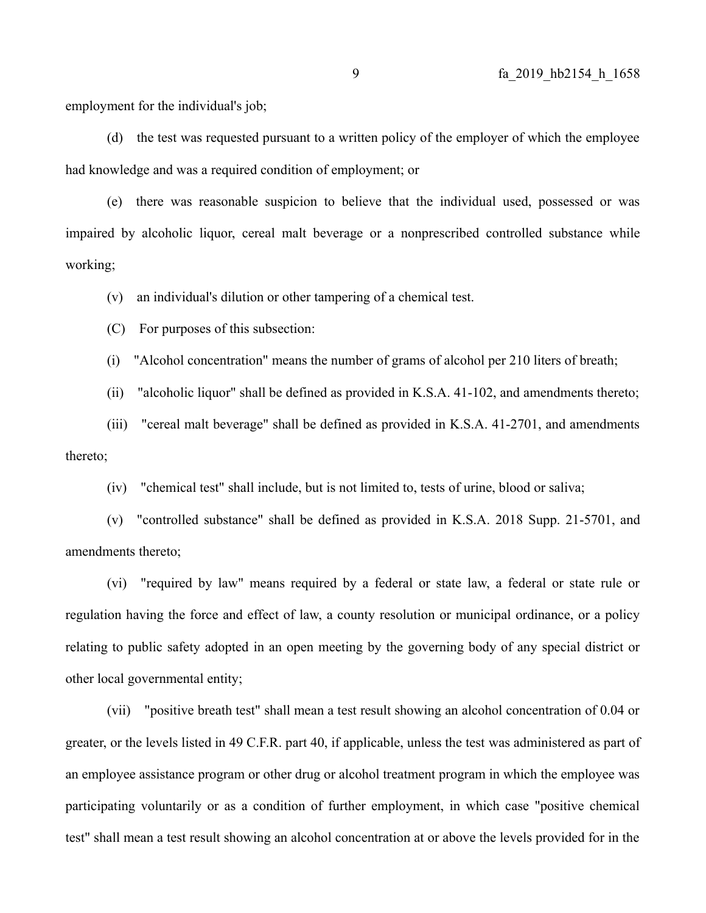employment for the individual's job;

(d) the test was requested pursuant to a written policy of the employer of which the employee had knowledge and was a required condition of employment; or

(e) there was reasonable suspicion to believe that the individual used, possessed or was impaired by alcoholic liquor, cereal malt beverage or a nonprescribed controlled substance while working;

(v) an individual's dilution or other tampering of a chemical test.

(C) For purposes of this subsection:

(i) "Alcohol concentration" means the number of grams of alcohol per 210 liters of breath;

(ii) "alcoholic liquor" shall be defined as provided in K.S.A. 41-102, and amendments thereto;

(iii) "cereal malt beverage" shall be defined as provided in K.S.A. 41-2701, and amendments thereto;

(iv) "chemical test" shall include, but is not limited to, tests of urine, blood or saliva;

(v) "controlled substance" shall be defined as provided in K.S.A. 2018 Supp. 21-5701, and amendments thereto;

(vi) "required by law" means required by a federal or state law, a federal or state rule or regulation having the force and effect of law, a county resolution or municipal ordinance, or a policy relating to public safety adopted in an open meeting by the governing body of any special district or other local governmental entity;

(vii) "positive breath test" shall mean a test result showing an alcohol concentration of 0.04 or greater, or the levels listed in 49 C.F.R. part 40, if applicable, unless the test was administered as part of an employee assistance program or other drug or alcohol treatment program in which the employee was participating voluntarily or as a condition of further employment, in which case "positive chemical test" shall mean a test result showing an alcohol concentration at or above the levels provided for in the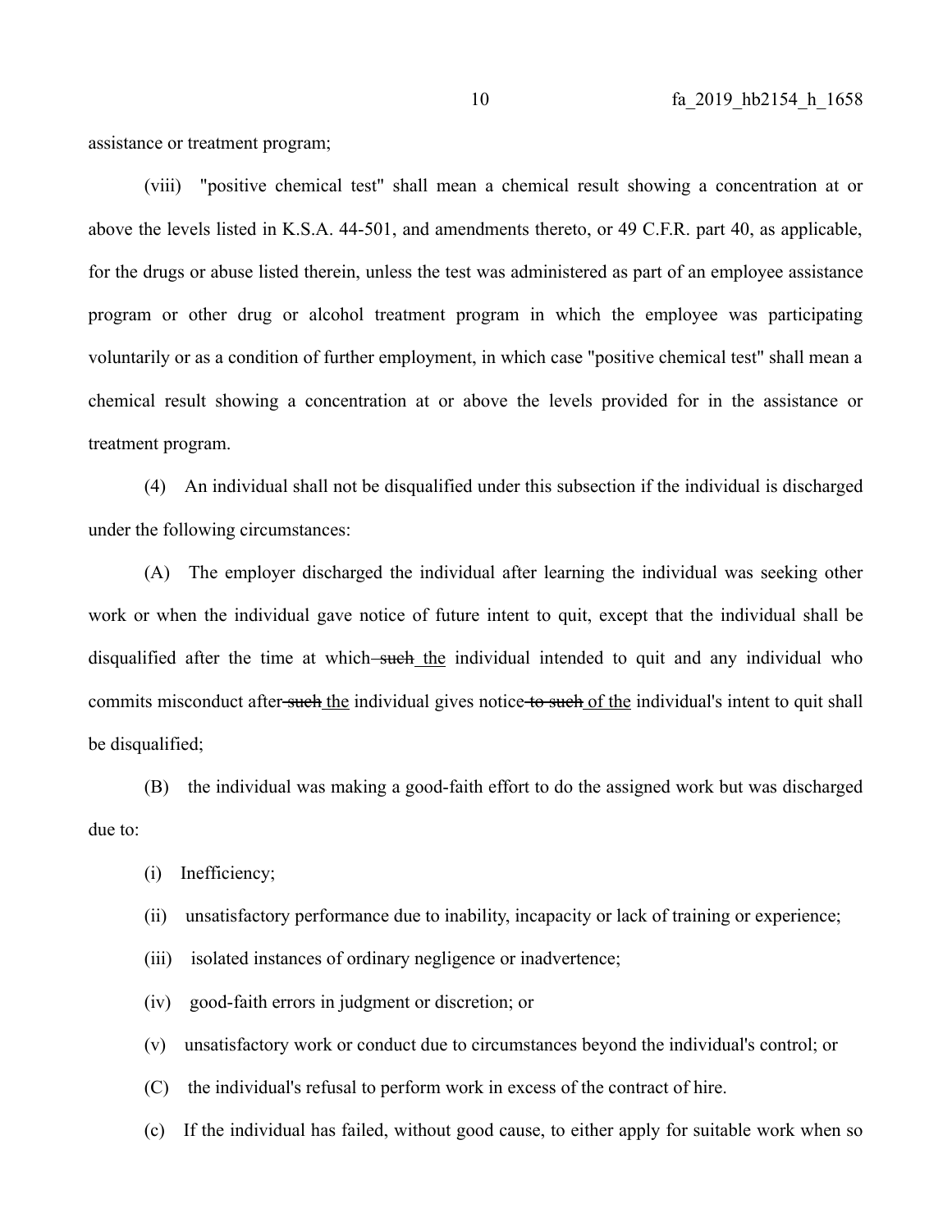assistance or treatment program;

(viii) "positive chemical test" shall mean a chemical result showing a concentration at or above the levels listed in K.S.A. 44-501, and amendments thereto, or 49 C.F.R. part 40, as applicable, for the drugs or abuse listed therein, unless the test was administered as part of an employee assistance program or other drug or alcohol treatment program in which the employee was participating voluntarily or as a condition of further employment, in which case "positive chemical test" shall mean a chemical result showing a concentration at or above the levels provided for in the assistance or treatment program.

(4) An individual shall not be disqualified under this subsection if the individual is discharged under the following circumstances:

(A) The employer discharged the individual after learning the individual was seeking other work or when the individual gave notice of future intent to quit, except that the individual shall be disqualified after the time at which ~~such~~ the individual intended to quit and any individual who commits misconduct after ~~such~~ the individual gives notice ~~to such~~ of the individual's intent to quit shall be disqualified;

(B) the individual was making a good-faith effort to do the assigned work but was discharged due to:

(i) Inefficiency;

(ii) unsatisfactory performance due to inability, incapacity or lack of training or experience;

(iii) isolated instances of ordinary negligence or inadvertence;

(iv) good-faith errors in judgment or discretion; or

(v) unsatisfactory work or conduct due to circumstances beyond the individual's control; or

(C) the individual's refusal to perform work in excess of the contract of hire.

(c) If the individual has failed, without good cause, to either apply for suitable work when so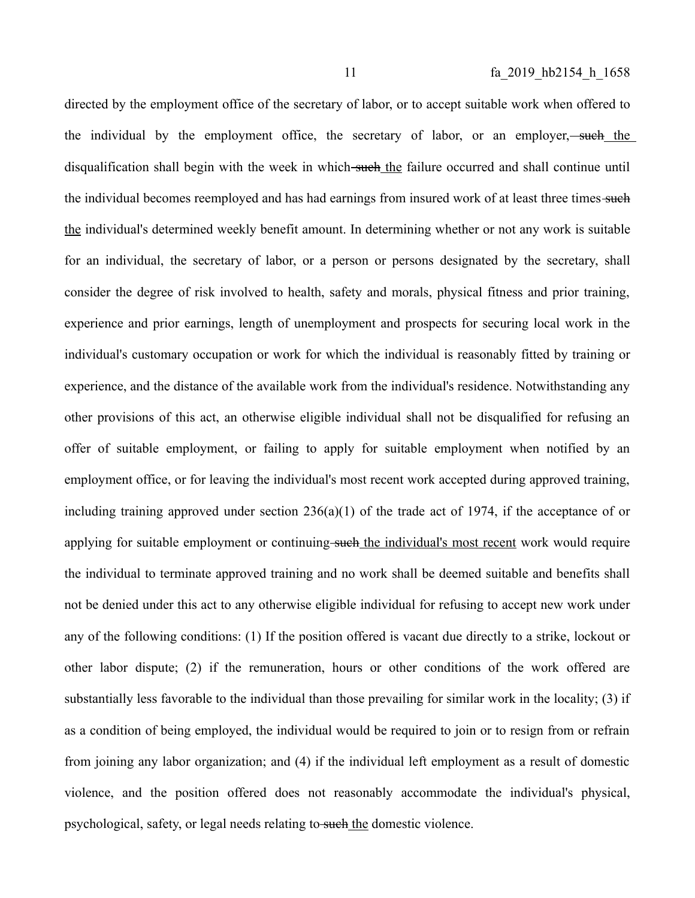directed by the employment office of the secretary of labor, or to accept suitable work when offered to the individual by the employment office, the secretary of labor, or an employer, ~~such~~ <u>the</u> disqualification shall begin with the week in which ~~such~~ <u>the</u> failure occurred and shall continue until the individual becomes reemployed and has had earnings from insured work of at least three times ~~such~~ <u>the</u> individual's determined weekly benefit amount. In determining whether or not any work is suitable for an individual, the secretary of labor, or a person or persons designated by the secretary, shall consider the degree of risk involved to health, safety and morals, physical fitness and prior training, experience and prior earnings, length of unemployment and prospects for securing local work in the individual's customary occupation or work for which the individual is reasonably fitted by training or experience, and the distance of the available work from the individual's residence. Notwithstanding any other provisions of this act, an otherwise eligible individual shall not be disqualified for refusing an offer of suitable employment, or failing to apply for suitable employment when notified by an employment office, or for leaving the individual's most recent work accepted during approved training, including training approved under section 236(a)(1) of the trade act of 1974, if the acceptance of or applying for suitable employment or continuing ~~such~~ <u>the individual's most recent</u> work would require the individual to terminate approved training and no work shall be deemed suitable and benefits shall not be denied under this act to any otherwise eligible individual for refusing to accept new work under any of the following conditions: (1) If the position offered is vacant due directly to a strike, lockout or other labor dispute; (2) if the remuneration, hours or other conditions of the work offered are substantially less favorable to the individual than those prevailing for similar work in the locality; (3) if as a condition of being employed, the individual would be required to join or to resign from or refrain from joining any labor organization; and (4) if the individual left employment as a result of domestic violence, and the position offered does not reasonably accommodate the individual's physical, psychological, safety, or legal needs relating to ~~such~~ <u>the</u> domestic violence.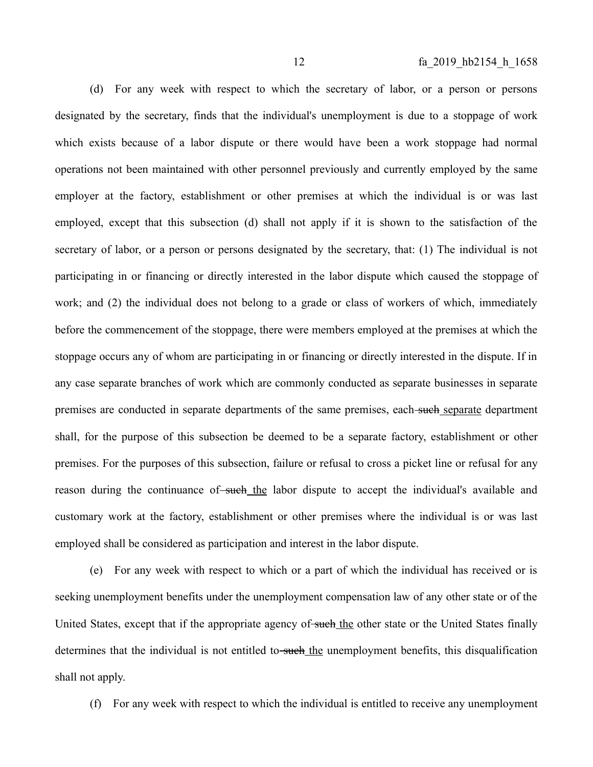(d) For any week with respect to which the secretary of labor, or a person or persons designated by the secretary, finds that the individual's unemployment is due to a stoppage of work which exists because of a labor dispute or there would have been a work stoppage had normal operations not been maintained with other personnel previously and currently employed by the same employer at the factory, establishment or other premises at which the individual is or was last employed, except that this subsection (d) shall not apply if it is shown to the satisfaction of the secretary of labor, or a person or persons designated by the secretary, that: (1) The individual is not participating in or financing or directly interested in the labor dispute which caused the stoppage of work; and (2) the individual does not belong to a grade or class of workers of which, immediately before the commencement of the stoppage, there were members employed at the premises at which the stoppage occurs any of whom are participating in or financing or directly interested in the dispute. If in any case separate branches of work which are commonly conducted as separate businesses in separate premises are conducted in separate departments of the same premises, each ~~such~~ <u>separate</u> department shall, for the purpose of this subsection be deemed to be a separate factory, establishment or other premises. For the purposes of this subsection, failure or refusal to cross a picket line or refusal for any reason during the continuance of ~~such~~ <u>the</u> labor dispute to accept the individual's available and customary work at the factory, establishment or other premises where the individual is or was last employed shall be considered as participation and interest in the labor dispute.

(e) For any week with respect to which or a part of which the individual has received or is seeking unemployment benefits under the unemployment compensation law of any other state or of the United States, except that if the appropriate agency of ~~such~~ <u>the</u> other state or the United States finally determines that the individual is not entitled to ~~such~~ <u>the</u> unemployment benefits, this disqualification shall not apply.

(f) For any week with respect to which the individual is entitled to receive any unemployment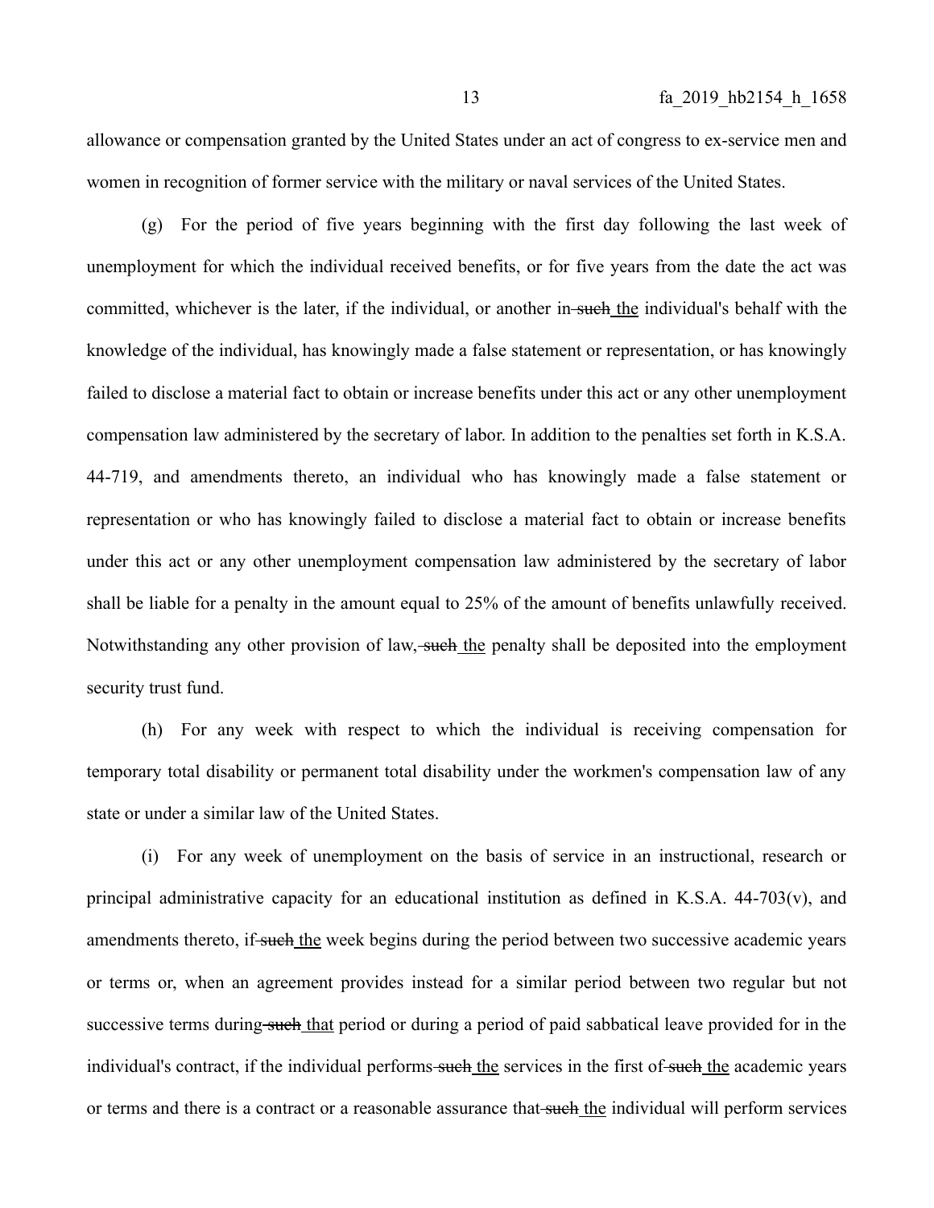allowance or compensation granted by the United States under an act of congress to ex-service men and women in recognition of former service with the military or naval services of the United States.

(g) For the period of five years beginning with the first day following the last week of unemployment for which the individual received benefits, or for five years from the date the act was committed, whichever is the later, if the individual, or another in ~~such~~ the individual's behalf with the knowledge of the individual, has knowingly made a false statement or representation, or has knowingly failed to disclose a material fact to obtain or increase benefits under this act or any other unemployment compensation law administered by the secretary of labor. In addition to the penalties set forth in K.S.A. 44-719, and amendments thereto, an individual who has knowingly made a false statement or representation or who has knowingly failed to disclose a material fact to obtain or increase benefits under this act or any other unemployment compensation law administered by the secretary of labor shall be liable for a penalty in the amount equal to 25% of the amount of benefits unlawfully received. Notwithstanding any other provision of law, ~~such~~ the penalty shall be deposited into the employment security trust fund.

(h) For any week with respect to which the individual is receiving compensation for temporary total disability or permanent total disability under the workmen's compensation law of any state or under a similar law of the United States.

(i) For any week of unemployment on the basis of service in an instructional, research or principal administrative capacity for an educational institution as defined in K.S.A. 44-703(v), and amendments thereto, if ~~such~~ the week begins during the period between two successive academic years or terms or, when an agreement provides instead for a similar period between two regular but not successive terms during ~~such~~ that period or during a period of paid sabbatical leave provided for in the individual's contract, if the individual performs ~~such~~ the services in the first of ~~such~~ the academic years or terms and there is a contract or a reasonable assurance that ~~such~~ the individual will perform services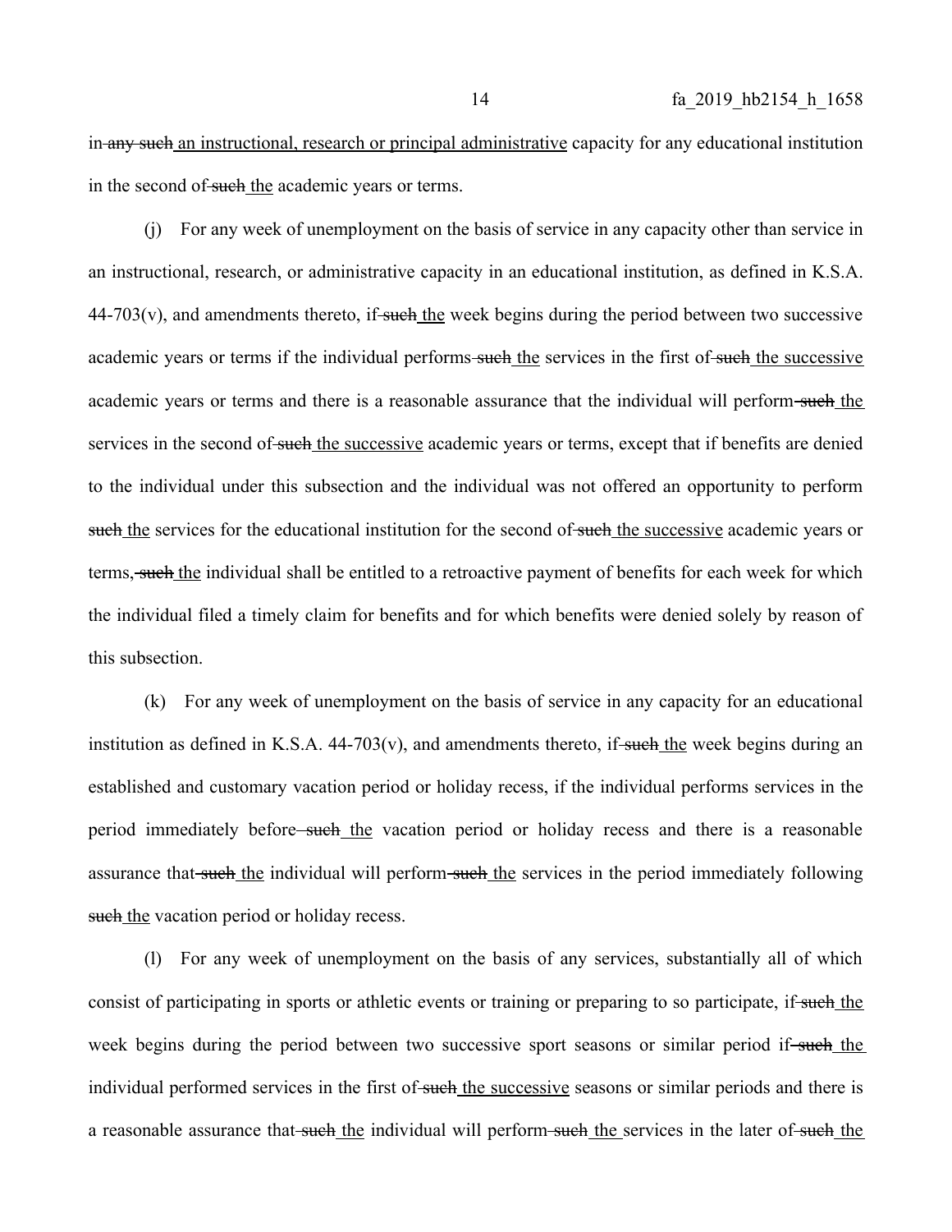in ~~any such~~ an instructional, research or principal administrative capacity for any educational institution in the second of ~~such~~ the academic years or terms.

(j) For any week of unemployment on the basis of service in any capacity other than service in an instructional, research, or administrative capacity in an educational institution, as defined in K.S.A. 44-703(v), and amendments thereto, if ~~such~~ the week begins during the period between two successive academic years or terms if the individual performs ~~such~~ the services in the first of ~~such~~ the successive academic years or terms and there is a reasonable assurance that the individual will perform ~~such~~ the services in the second of ~~such~~ the successive academic years or terms, except that if benefits are denied to the individual under this subsection and the individual was not offered an opportunity to perform ~~such~~ the services for the educational institution for the second of ~~such~~ the successive academic years or terms, ~~such~~ the individual shall be entitled to a retroactive payment of benefits for each week for which the individual filed a timely claim for benefits and for which benefits were denied solely by reason of this subsection.

(k) For any week of unemployment on the basis of service in any capacity for an educational institution as defined in K.S.A. 44-703(v), and amendments thereto, if ~~such~~ the week begins during an established and customary vacation period or holiday recess, if the individual performs services in the period immediately before ~~such~~ the vacation period or holiday recess and there is a reasonable assurance that ~~such~~ the individual will perform ~~such~~ the services in the period immediately following ~~such~~ the vacation period or holiday recess.

(l) For any week of unemployment on the basis of any services, substantially all of which consist of participating in sports or athletic events or training or preparing to so participate, if ~~such~~ the week begins during the period between two successive sport seasons or similar period if ~~such~~ the individual performed services in the first of ~~such~~ the successive seasons or similar periods and there is a reasonable assurance that ~~such~~ the individual will perform ~~such~~ the services in the later of ~~such~~ the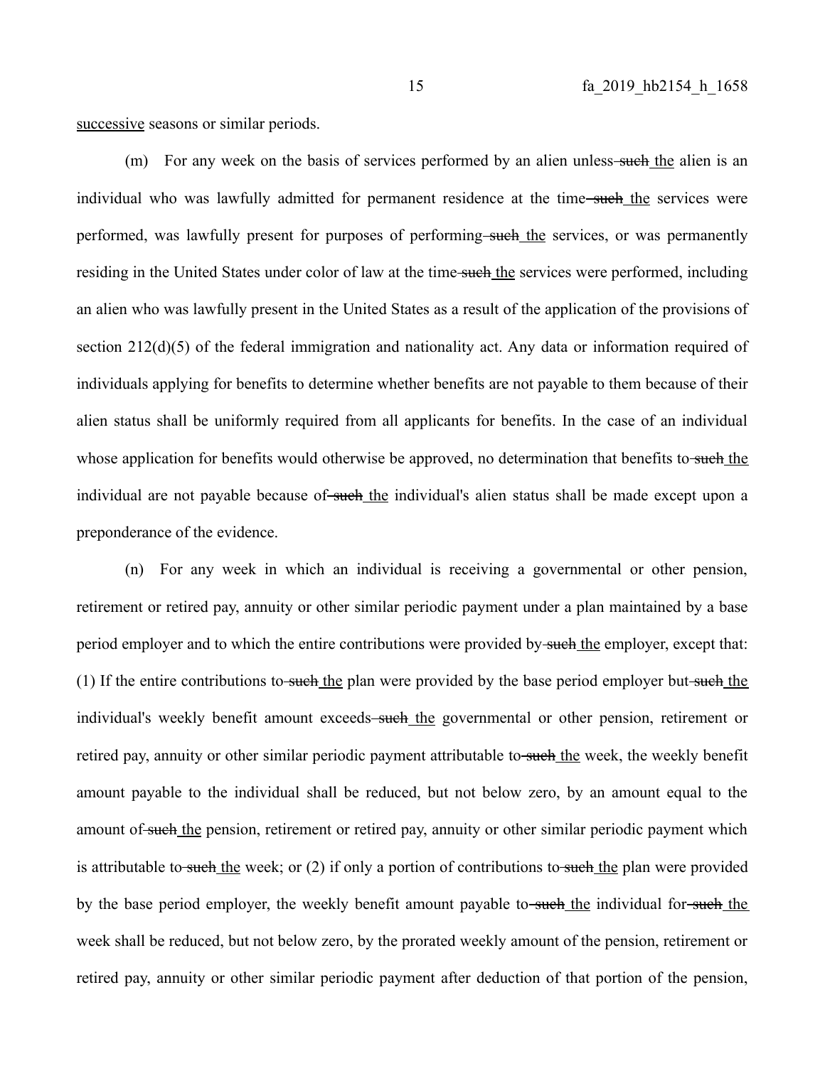<u>successive</u> seasons or similar periods.

(m) For any week on the basis of services performed by an alien unless ~~such~~ <u>the</u> alien is an individual who was lawfully admitted for permanent residence at the time ~~such~~ <u>the</u> services were performed, was lawfully present for purposes of performing ~~such~~ <u>the</u> services, or was permanently residing in the United States under color of law at the time ~~such~~ <u>the</u> services were performed, including an alien who was lawfully present in the United States as a result of the application of the provisions of section 212(d)(5) of the federal immigration and nationality act. Any data or information required of individuals applying for benefits to determine whether benefits are not payable to them because of their alien status shall be uniformly required from all applicants for benefits. In the case of an individual whose application for benefits would otherwise be approved, no determination that benefits to ~~such~~ <u>the</u> individual are not payable because of ~~such~~ <u>the</u> individual's alien status shall be made except upon a preponderance of the evidence.

(n) For any week in which an individual is receiving a governmental or other pension, retirement or retired pay, annuity or other similar periodic payment under a plan maintained by a base period employer and to which the entire contributions were provided by ~~such~~ <u>the</u> employer, except that: (1) If the entire contributions to ~~such~~ <u>the</u> plan were provided by the base period employer but ~~such~~ <u>the</u> individual's weekly benefit amount exceeds ~~such~~ <u>the</u> governmental or other pension, retirement or retired pay, annuity or other similar periodic payment attributable to ~~such~~ <u>the</u> week, the weekly benefit amount payable to the individual shall be reduced, but not below zero, by an amount equal to the amount of ~~such~~ <u>the</u> pension, retirement or retired pay, annuity or other similar periodic payment which is attributable to ~~such~~ <u>the</u> week; or (2) if only a portion of contributions to ~~such~~ <u>the</u> plan were provided by the base period employer, the weekly benefit amount payable to ~~such~~ <u>the</u> individual for ~~such~~ <u>the</u> week shall be reduced, but not below zero, by the prorated weekly amount of the pension, retirement or retired pay, annuity or other similar periodic payment after deduction of that portion of the pension,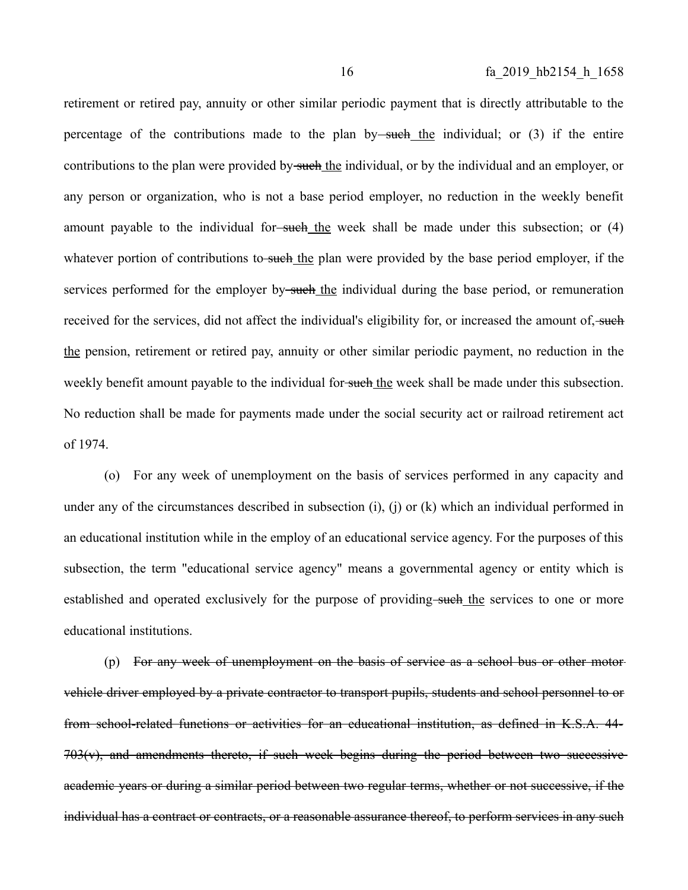retirement or retired pay, annuity or other similar periodic payment that is directly attributable to the percentage of the contributions made to the plan by ~~such~~ the individual; or (3) if the entire contributions to the plan were provided by ~~such~~ the individual, or by the individual and an employer, or any person or organization, who is not a base period employer, no reduction in the weekly benefit amount payable to the individual for ~~such~~ the week shall be made under this subsection; or (4) whatever portion of contributions to ~~such~~ the plan were provided by the base period employer, if the services performed for the employer by ~~such~~ the individual during the base period, or remuneration received for the services, did not affect the individual's eligibility for, or increased the amount of, ~~such~~ the pension, retirement or retired pay, annuity or other similar periodic payment, no reduction in the weekly benefit amount payable to the individual for ~~such~~ the week shall be made under this subsection. No reduction shall be made for payments made under the social security act or railroad retirement act of 1974.

(o) For any week of unemployment on the basis of services performed in any capacity and under any of the circumstances described in subsection (i), (j) or (k) which an individual performed in an educational institution while in the employ of an educational service agency. For the purposes of this subsection, the term "educational service agency" means a governmental agency or entity which is established and operated exclusively for the purpose of providing ~~such~~ the services to one or more educational institutions.

(p) ~~For any week of unemployment on the basis of service as a school bus or other motor vehicle driver employed by a private contractor to transport pupils, students and school personnel to or from school-related functions or activities for an educational institution, as defined in K.S.A. 44-703(v), and amendments thereto, if such week begins during the period between two successive academic years or during a similar period between two regular terms, whether or not successive, if the individual has a contract or contracts, or a reasonable assurance thereof, to perform services in any such~~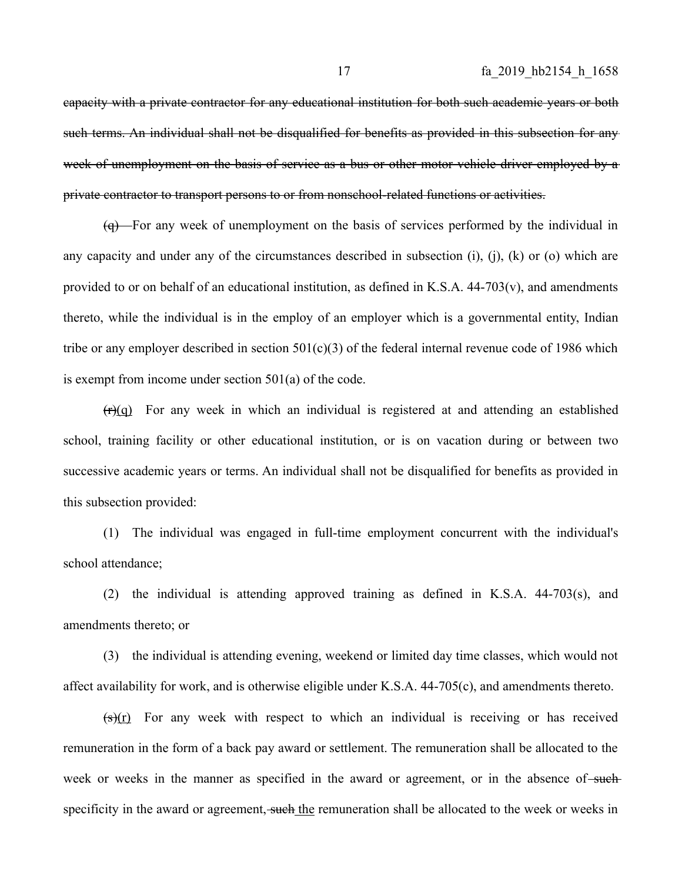~~capacity with a private contractor for any educational institution for both such academic years or both such terms. An individual shall not be disqualified for benefits as provided in this subsection for any week of unemployment on the basis of service as a bus or other motor vehicle driver employed by a private contractor to transport persons to or from nonschool-related functions or activities.~~

~~(q)~~ For any week of unemployment on the basis of services performed by the individual in any capacity and under any of the circumstances described in subsection (i), (j), (k) or (o) which are provided to or on behalf of an educational institution, as defined in K.S.A. 44-703(v), and amendments thereto, while the individual is in the employ of an employer which is a governmental entity, Indian tribe or any employer described in section 501(c)(3) of the federal internal revenue code of 1986 which is exempt from income under section 501(a) of the code.

~~(r)~~<u>(q)</u> For any week in which an individual is registered at and attending an established school, training facility or other educational institution, or is on vacation during or between two successive academic years or terms. An individual shall not be disqualified for benefits as provided in this subsection provided:

(1) The individual was engaged in full-time employment concurrent with the individual's school attendance;

(2) the individual is attending approved training as defined in K.S.A. 44-703(s), and amendments thereto; or

(3) the individual is attending evening, weekend or limited day time classes, which would not affect availability for work, and is otherwise eligible under K.S.A. 44-705(c), and amendments thereto.

~~(s)~~<u>(r)</u> For any week with respect to which an individual is receiving or has received remuneration in the form of a back pay award or settlement. The remuneration shall be allocated to the week or weeks in the manner as specified in the award or agreement, or in the absence of ~~such~~ specificity in the award or agreement, ~~such~~ <u>the</u> remuneration shall be allocated to the week or weeks in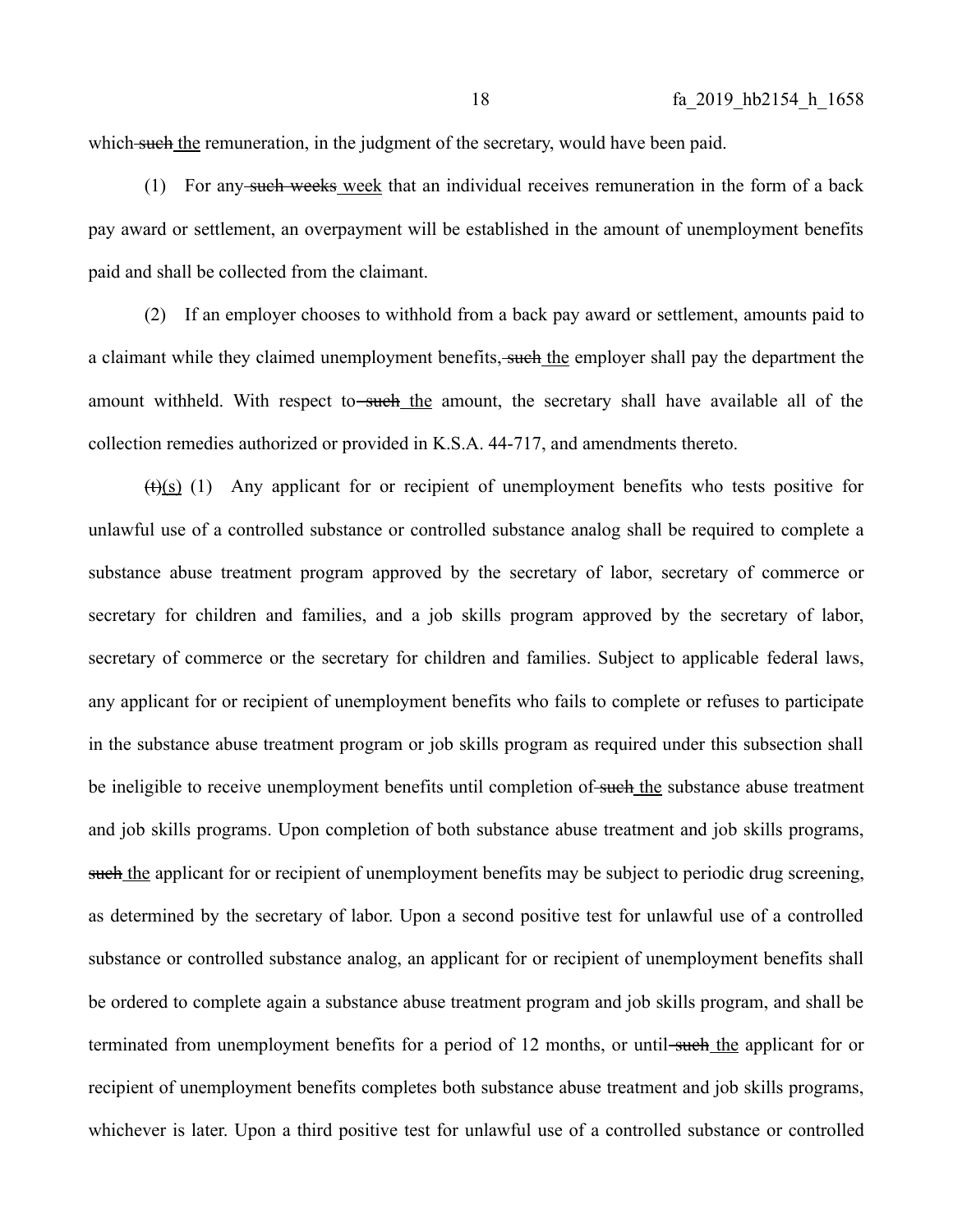which ~~such~~ the remuneration, in the judgment of the secretary, would have been paid.

(1) For any ~~such weeks~~ week that an individual receives remuneration in the form of a back pay award or settlement, an overpayment will be established in the amount of unemployment benefits paid and shall be collected from the claimant.

(2) If an employer chooses to withhold from a back pay award or settlement, amounts paid to a claimant while they claimed unemployment benefits, ~~such~~ the employer shall pay the department the amount withheld. With respect to ~~such~~ the amount, the secretary shall have available all of the collection remedies authorized or provided in K.S.A. 44-717, and amendments thereto.

~~(t)~~(s) (1) Any applicant for or recipient of unemployment benefits who tests positive for unlawful use of a controlled substance or controlled substance analog shall be required to complete a substance abuse treatment program approved by the secretary of labor, secretary of commerce or secretary for children and families, and a job skills program approved by the secretary of labor, secretary of commerce or the secretary for children and families. Subject to applicable federal laws, any applicant for or recipient of unemployment benefits who fails to complete or refuses to participate in the substance abuse treatment program or job skills program as required under this subsection shall be ineligible to receive unemployment benefits until completion of ~~such~~ the substance abuse treatment and job skills programs. Upon completion of both substance abuse treatment and job skills programs, ~~such~~ the applicant for or recipient of unemployment benefits may be subject to periodic drug screening, as determined by the secretary of labor. Upon a second positive test for unlawful use of a controlled substance or controlled substance analog, an applicant for or recipient of unemployment benefits shall be ordered to complete again a substance abuse treatment program and job skills program, and shall be terminated from unemployment benefits for a period of 12 months, or until ~~such~~ the applicant for or recipient of unemployment benefits completes both substance abuse treatment and job skills programs, whichever is later. Upon a third positive test for unlawful use of a controlled substance or controlled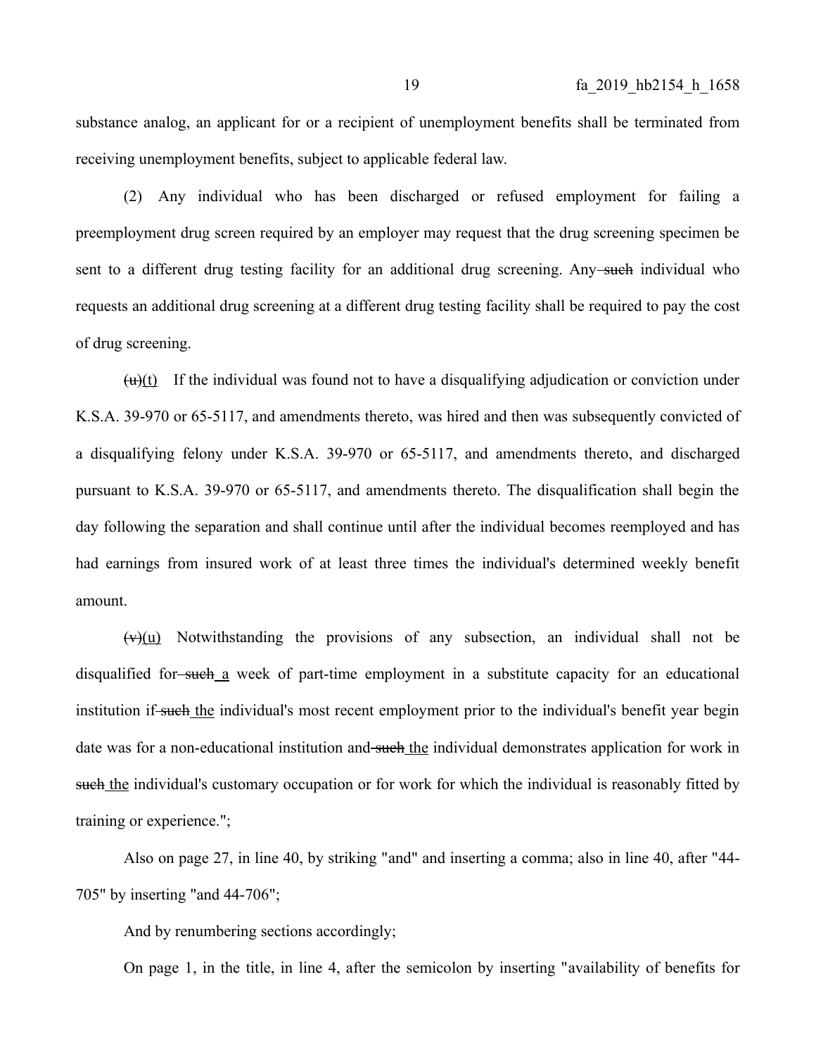substance analog, an applicant for or a recipient of unemployment benefits shall be terminated from receiving unemployment benefits, subject to applicable federal law.

(2) Any individual who has been discharged or refused employment for failing a preemployment drug screen required by an employer may request that the drug screening specimen be sent to a different drug testing facility for an additional drug screening. Any ~~such~~ individual who requests an additional drug screening at a different drug testing facility shall be required to pay the cost of drug screening.

~~(u)~~(t) If the individual was found not to have a disqualifying adjudication or conviction under K.S.A. 39-970 or 65-5117, and amendments thereto, was hired and then was subsequently convicted of a disqualifying felony under K.S.A. 39-970 or 65-5117, and amendments thereto, and discharged pursuant to K.S.A. 39-970 or 65-5117, and amendments thereto. The disqualification shall begin the day following the separation and shall continue until after the individual becomes reemployed and has had earnings from insured work of at least three times the individual's determined weekly benefit amount.

~~(v)~~(u) Notwithstanding the provisions of any subsection, an individual shall not be disqualified for ~~such~~ a week of part-time employment in a substitute capacity for an educational institution if ~~such~~ the individual's most recent employment prior to the individual's benefit year begin date was for a non-educational institution and ~~such~~ the individual demonstrates application for work in ~~such~~ the individual's customary occupation or for work for which the individual is reasonably fitted by training or experience.";

Also on page 27, in line 40, by striking "and" and inserting a comma; also in line 40, after "44-705" by inserting "and 44-706";

And by renumbering sections accordingly;

On page 1, in the title, in line 4, after the semicolon by inserting "availability of benefits for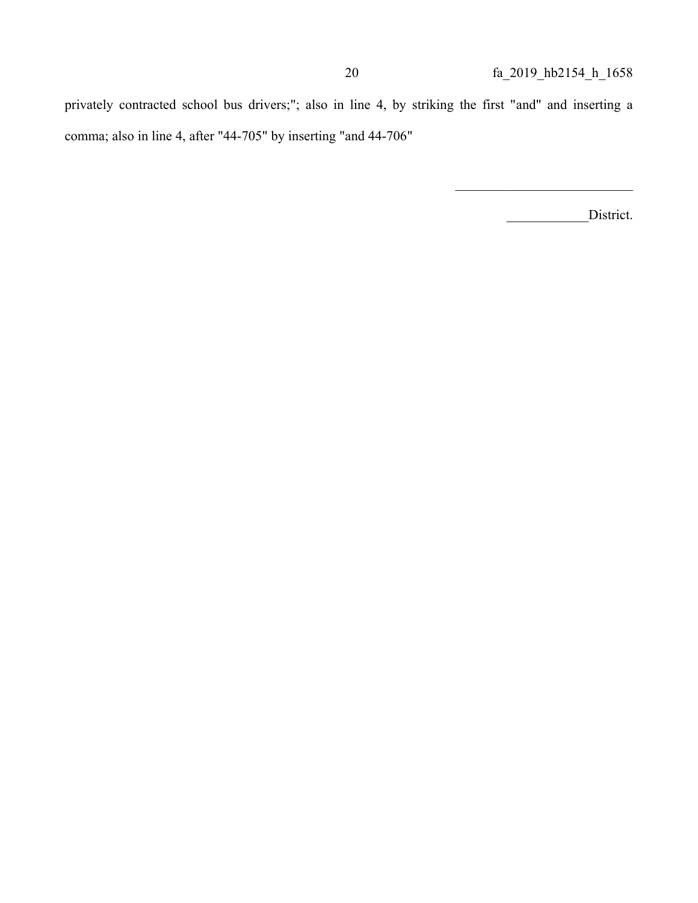privately contracted school bus drivers;"; also in line 4, by striking the first "and" and inserting a comma; also in line 4, after "44-705" by inserting "and 44-706"

\_\_\_\_\_\_\_\_\_\_\_\_\_\_\_\_\_\_\_\_\_\_\_\_\_\_\_

\_\_\_\_\_\_\_\_\_\_\_\_District.